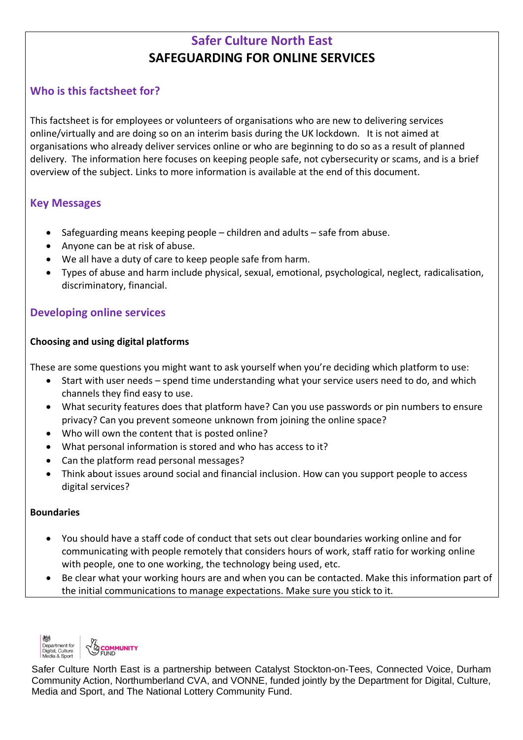# Safer Culture North East

# SAFEGUARDING FOR ONLINE SERVICES

## Who is this factsheet for?

This factsheet is for employees or volunteers of organisations who are new to delivering services online/virtually and are doing so on an interim basis during the UK lockdown. It is not aimed at organisations who already deliver services online or who are beginning to do so as a result of planned delivery. The information here focuses on keeping people safe, not cybersecurity or scams, and is a brief overview of the subject. Links to more information is available at the end of this document.

## Key Messages

- Safeguarding means keeping people – children and adults – safe from abuse.
- Anyone can be at risk of abuse.
- We all have a duty of care to keep people safe from harm.
- Types of abuse and harm include physical, sexual, emotional, psychological, neglect, radicalisation, discriminatory, financial.

## Developing online services

### Choosing and using digital platforms

These are some questions you might want to ask yourself when you're deciding which platform to use:

- Start with user needs – spend time understanding what your service users need to do, and which channels they find easy to use.
- What security features does that platform have? Can you use passwords or pin numbers to ensure privacy? Can you prevent someone unknown from joining the online space?
- Who will own the content that is posted online?
- What personal information is stored and who has access to it?
- Can the platform read personal messages?
- Think about issues around social and financial inclusion. How can you support people to access digital services?

### Boundaries

- You should have a staff code of conduct that sets out clear boundaries working online and for communicating with people remotely that considers hours of work, staff ratio for working online with people, one to one working, the technology being used, etc.
- Be clear what your working hours are and when you can be contacted. Make this information part of the initial communications to manage expectations. Make sure you stick to it.

Safer Culture North East is a partnership between Catalyst Stockton-on-Tees, Connected Voice, Durham Community Action, Northumberland CVA, and VONNE, funded jointly by the Department for Digital, Culture, Media and Sport, and The National Lottery Community Fund.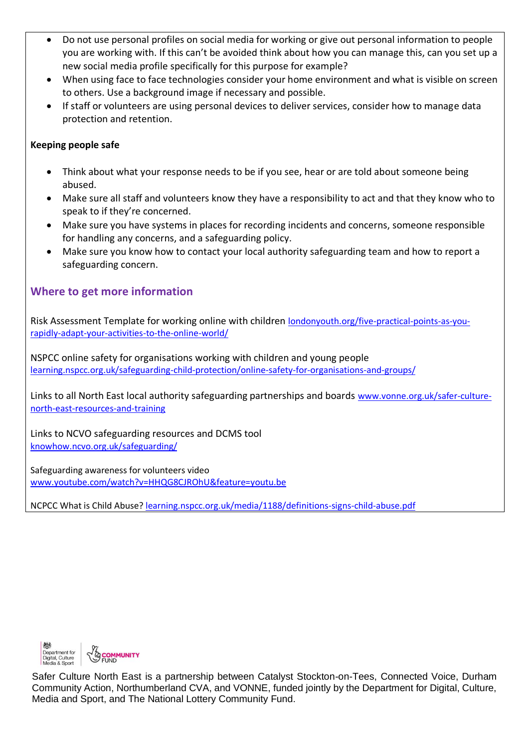- Do not use personal profiles on social media for working or give out personal information to people you are working with. If this can't be avoided think about how you can manage this, can you set up a new social media profile specifically for this purpose for example?
- When using face to face technologies consider your home environment and what is visible on screen to others. Use a background image if necessary and possible.
- If staff or volunteers are using personal devices to deliver services, consider how to manage data protection and retention.

**Keeping people safe**

- Think about what your response needs to be if you see, hear or are told about someone being abused.
- Make sure all staff and volunteers know they have a responsibility to act and that they know who to speak to if they're concerned.
- Make sure you have systems in places for recording incidents and concerns, someone responsible for handling any concerns, and a safeguarding policy.
- Make sure you know how to contact your local authority safeguarding team and how to report a safeguarding concern.

## Where to get more information

Risk Assessment Template for working online with children londonyouth.org/five-practical-points-as-you-rapidly-adapt-your-activities-to-the-online-world/

NSPCC online safety for organisations working with children and young people learning.nspcc.org.uk/safeguarding-child-protection/online-safety-for-organisations-and-groups/

Links to all North East local authority safeguarding partnerships and boards www.vonne.org.uk/safer-culture-north-east-resources-and-training

Links to NCVO safeguarding resources and DCMS tool knowhow.ncvo.org.uk/safeguarding/

Safeguarding awareness for volunteers video www.youtube.com/watch?v=HHQG8CJROhU&feature=youtu.be

NCPCC What is Child Abuse? learning.nspcc.org.uk/media/1188/definitions-signs-child-abuse.pdf

Department for Digital, Culture Media & Sport | COMMUNITY FUND

Safer Culture North East is a partnership between Catalyst Stockton-on-Tees, Connected Voice, Durham Community Action, Northumberland CVA, and VONNE, funded jointly by the Department for Digital, Culture, Media and Sport, and The National Lottery Community Fund.